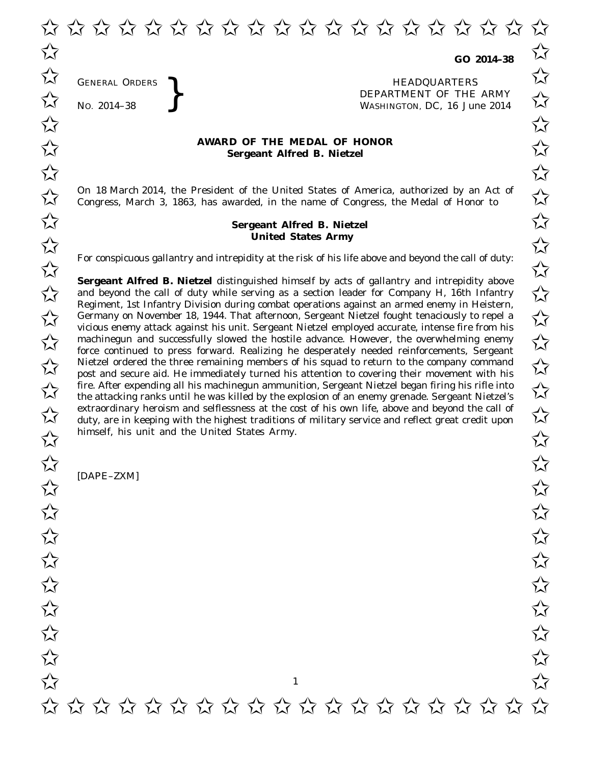**GO 2014–38**

GENERAL ORDERS
NO. 2014–38

HEADQUARTERS
DEPARTMENT OF THE ARMY
WASHINGTON, DC, 16 June 2014

## AWARD OF THE MEDAL OF HONOR
**Sergeant Alfred B. Nietzel**

On 18 March 2014, the President of the United States of America, authorized by an Act of Congress, March 3, 1863, has awarded, in the name of Congress, the Medal of Honor to

**Sergeant Alfred B. Nietzel**
**United States Army**

For conspicuous gallantry and intrepidity at the risk of his life above and beyond the call of duty:

**Sergeant Alfred B. Nietzel** distinguished himself by acts of gallantry and intrepidity above and beyond the call of duty while serving as a section leader for Company H, 16th Infantry Regiment, 1st Infantry Division during combat operations against an armed enemy in Heistern, Germany on November 18, 1944. That afternoon, Sergeant Nietzel fought tenaciously to repel a vicious enemy attack against his unit. Sergeant Nietzel employed accurate, intense fire from his machinegun and successfully slowed the hostile advance. However, the overwhelming enemy force continued to press forward. Realizing he desperately needed reinforcements, Sergeant Nietzel ordered the three remaining members of his squad to return to the company command post and secure aid. He immediately turned his attention to covering their movement with his fire. After expending all his machinegun ammunition, Sergeant Nietzel began firing his rifle into the attacking ranks until he was killed by the explosion of an enemy grenade. Sergeant Nietzel's extraordinary heroism and selflessness at the cost of his own life, above and beyond the call of duty, are in keeping with the highest traditions of military service and reflect great credit upon himself, his unit and the United States Army.

[DAPE–ZXM]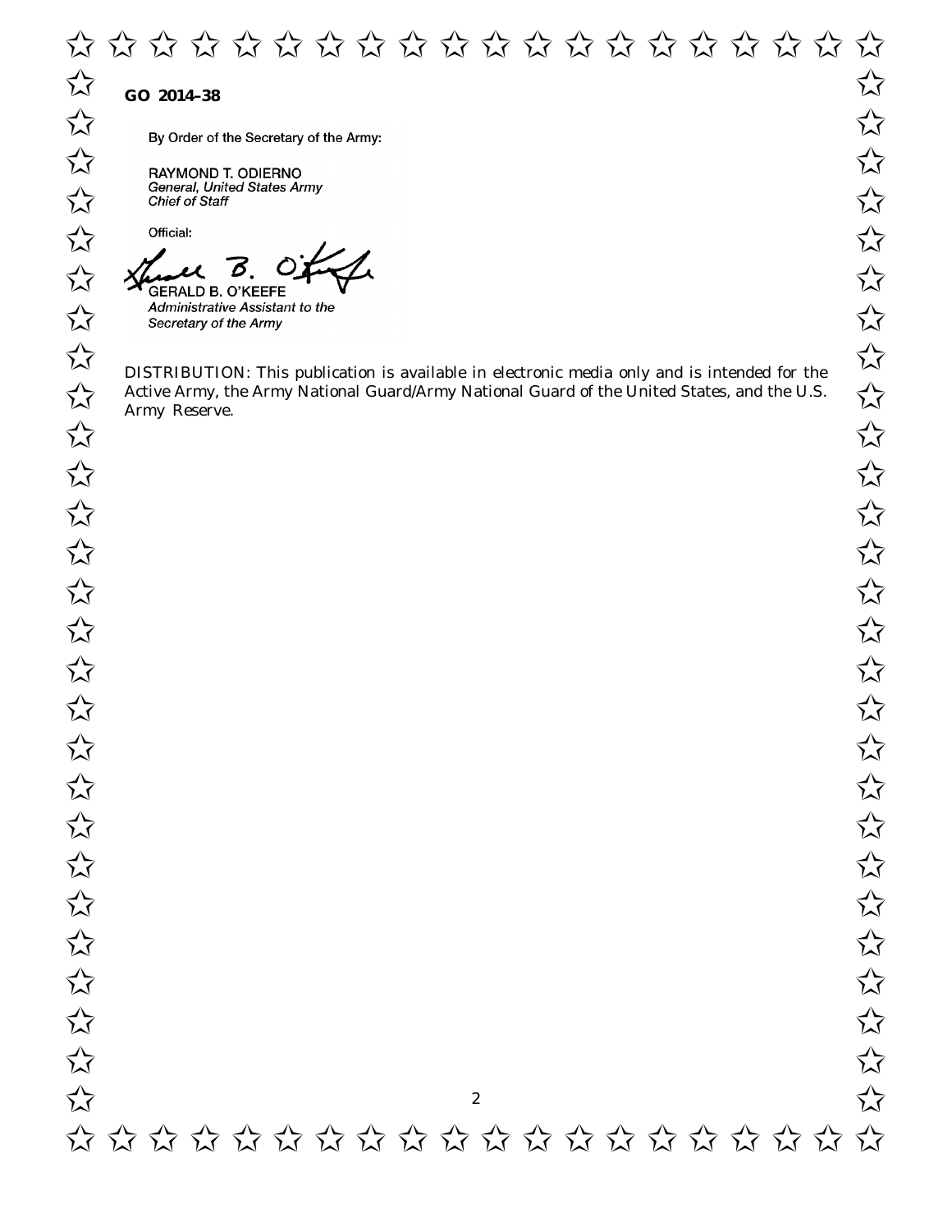**GO 2014–38**

By Order of the Secretary of the Army:

RAYMOND T. ODIERNO
*General, United States Army*
*Chief of Staff*

Official:

GERALD B. O'KEEFE
*Administrative Assistant to the*
*Secretary of the Army*

DISTRIBUTION: This publication is available in electronic media only and is intended for the Active Army, the Army National Guard/Army National Guard of the United States, and the U.S. Army Reserve.